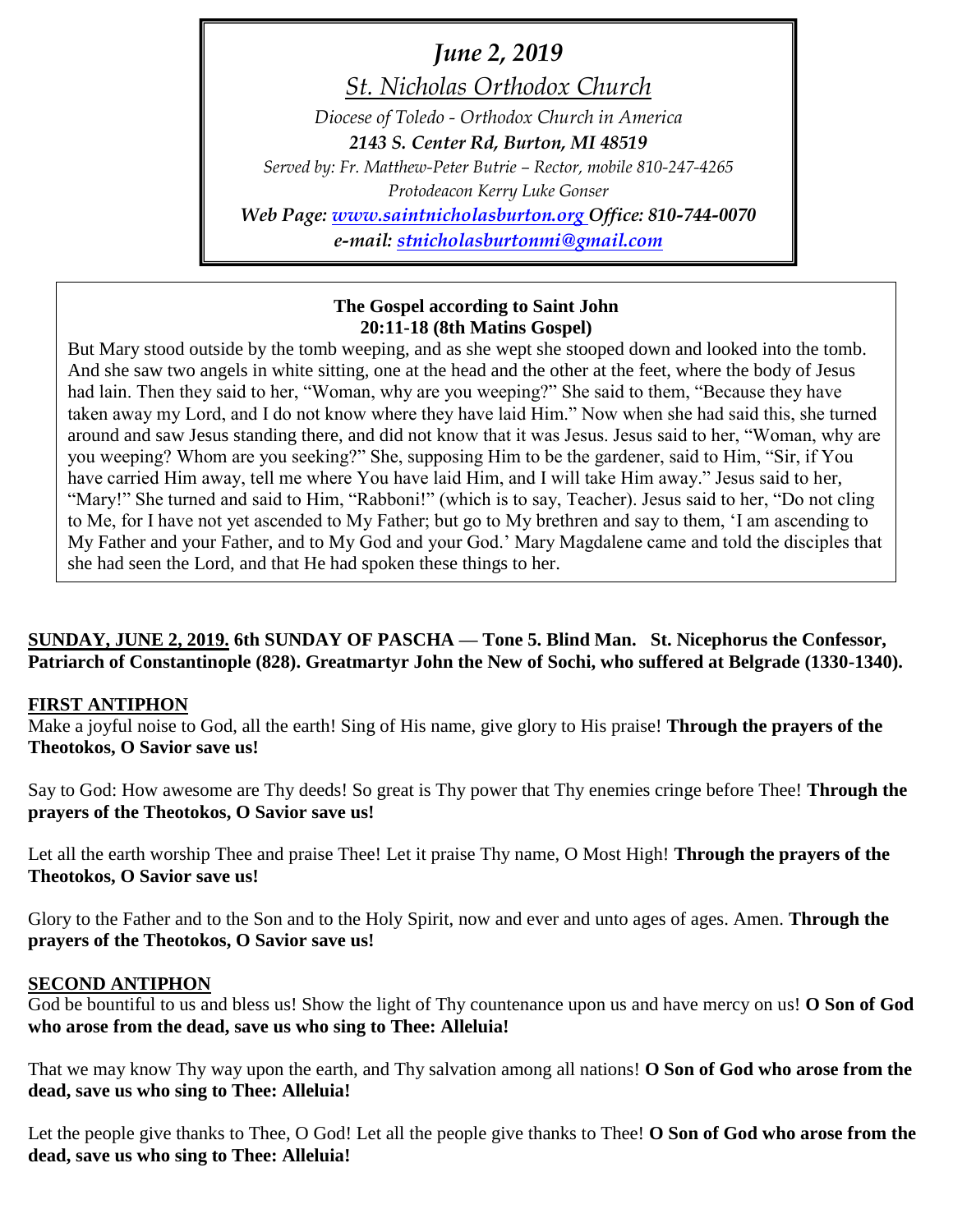*June 2, 2019*

*St. Nicholas Orthodox Church*

*Diocese of Toledo - Orthodox Church in America*

***2143 S. Center Rd, Burton, MI 48519***

*Served by: Fr. Matthew-Peter Butrie – Rector, mobile 810-247-4265*

*Protodeacon Kerry Luke Gonser*

***Web Page: [www.saintnicholasburton.org](http://www.saintnicholasburton.org) Office: 810-744-0070***

***e-mail: [stnicholasburtonmi@gmail.com](mailto:stnicholasburtonmi@gmail.com)***

**The Gospel according to Saint John**
**20:11-18 (8th Matins Gospel)**

But Mary stood outside by the tomb weeping, and as she wept she stooped down and looked into the tomb. And she saw two angels in white sitting, one at the head and the other at the feet, where the body of Jesus had lain. Then they said to her, "Woman, why are you weeping?" She said to them, "Because they have taken away my Lord, and I do not know where they have laid Him." Now when she had said this, she turned around and saw Jesus standing there, and did not know that it was Jesus. Jesus said to her, "Woman, why are you weeping? Whom are you seeking?" She, supposing Him to be the gardener, said to Him, "Sir, if You have carried Him away, tell me where You have laid Him, and I will take Him away." Jesus said to her, "Mary!" She turned and said to Him, "Rabboni!" (which is to say, Teacher). Jesus said to her, "Do not cling to Me, for I have not yet ascended to My Father; but go to My brethren and say to them, 'I am ascending to My Father and your Father, and to My God and your God.' Mary Magdalene came and told the disciples that she had seen the Lord, and that He had spoken these things to her.

**SUNDAY, JUNE 2, 2019. 6th SUNDAY OF PASCHA — Tone 5. Blind Man. St. Nicephorus the Confessor, Patriarch of Constantinople (828). Greatmartyr John the New of Sochi, who suffered at Belgrade (1330-1340).**

**FIRST ANTIPHON**

Make a joyful noise to God, all the earth! Sing of His name, give glory to His praise! **Through the prayers of the Theotokos, O Savior save us!**

Say to God: How awesome are Thy deeds! So great is Thy power that Thy enemies cringe before Thee! **Through the prayers of the Theotokos, O Savior save us!**

Let all the earth worship Thee and praise Thee! Let it praise Thy name, O Most High! **Through the prayers of the Theotokos, O Savior save us!**

Glory to the Father and to the Son and to the Holy Spirit, now and ever and unto ages of ages. Amen. **Through the prayers of the Theotokos, O Savior save us!**

**SECOND ANTIPHON**

God be bountiful to us and bless us! Show the light of Thy countenance upon us and have mercy on us! **O Son of God who arose from the dead, save us who sing to Thee: Alleluia!**

That we may know Thy way upon the earth, and Thy salvation among all nations! **O Son of God who arose from the dead, save us who sing to Thee: Alleluia!**

Let the people give thanks to Thee, O God! Let all the people give thanks to Thee! **O Son of God who arose from the dead, save us who sing to Thee: Alleluia!**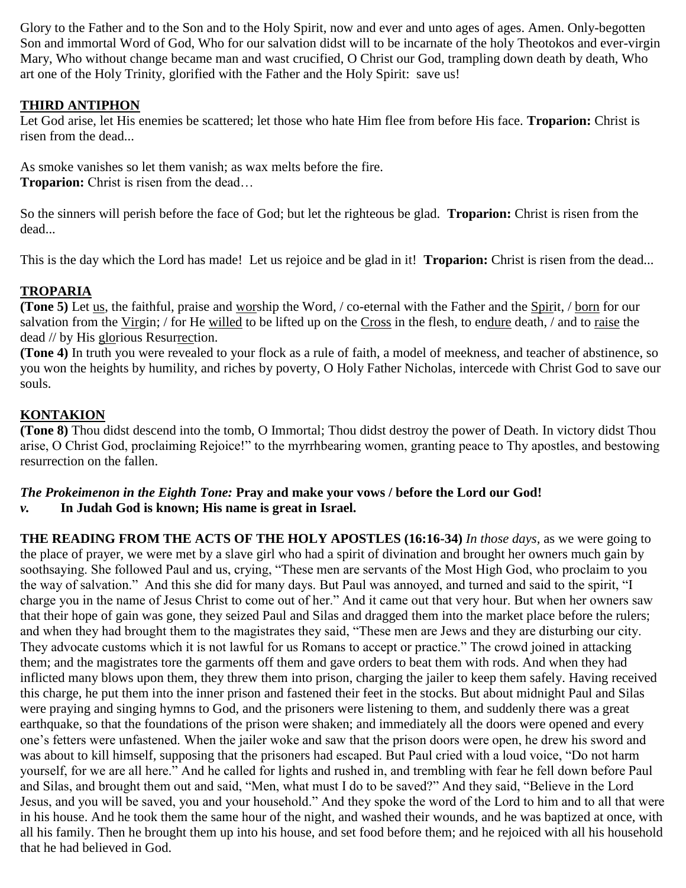Glory to the Father and to the Son and to the Holy Spirit, now and ever and unto ages of ages. Amen. Only-begotten Son and immortal Word of God, Who for our salvation didst will to be incarnate of the holy Theotokos and ever-virgin Mary, Who without change became man and wast crucified, O Christ our God, trampling down death by death, Who art one of the Holy Trinity, glorified with the Father and the Holy Spirit: save us!

## THIRD ANTIPHON

Let God arise, let His enemies be scattered; let those who hate Him flee from before His face. **Troparion:** Christ is risen from the dead...

As smoke vanishes so let them vanish; as wax melts before the fire.
**Troparion:** Christ is risen from the dead…

So the sinners will perish before the face of God; but let the righteous be glad. **Troparion:** Christ is risen from the dead...

This is the day which the Lord has made! Let us rejoice and be glad in it! **Troparion:** Christ is risen from the dead...

## TROPARIA

**(Tone 5)** Let us, the faithful, praise and worship the Word, / co-eternal with the Father and the Spirit, / born for our salvation from the Virgin; / for He willed to be lifted up on the Cross in the flesh, to endure death, / and to raise the dead // by His glorious Resurrection.

**(Tone 4)** In truth you were revealed to your flock as a rule of faith, a model of meekness, and teacher of abstinence, so you won the heights by humility, and riches by poverty, O Holy Father Nicholas, intercede with Christ God to save our souls.

## KONTAKION

**(Tone 8)** Thou didst descend into the tomb, O Immortal; Thou didst destroy the power of Death. In victory didst Thou arise, O Christ God, proclaiming Rejoice!" to the myrrhbearing women, granting peace to Thy apostles, and bestowing resurrection on the fallen.

***The Prokeimenon in the Eighth Tone:*** **Pray and make your vows / before the Lord our God!**
***v.*** **In Judah God is known; His name is great in Israel.**

**THE READING FROM THE ACTS OF THE HOLY APOSTLES (16:16-34)** *In those days,* as we were going to the place of prayer, we were met by a slave girl who had a spirit of divination and brought her owners much gain by soothsaying. She followed Paul and us, crying, "These men are servants of the Most High God, who proclaim to you the way of salvation." And this she did for many days. But Paul was annoyed, and turned and said to the spirit, "I charge you in the name of Jesus Christ to come out of her." And it came out that very hour. But when her owners saw that their hope of gain was gone, they seized Paul and Silas and dragged them into the market place before the rulers; and when they had brought them to the magistrates they said, "These men are Jews and they are disturbing our city. They advocate customs which it is not lawful for us Romans to accept or practice." The crowd joined in attacking them; and the magistrates tore the garments off them and gave orders to beat them with rods. And when they had inflicted many blows upon them, they threw them into prison, charging the jailer to keep them safely. Having received this charge, he put them into the inner prison and fastened their feet in the stocks. But about midnight Paul and Silas were praying and singing hymns to God, and the prisoners were listening to them, and suddenly there was a great earthquake, so that the foundations of the prison were shaken; and immediately all the doors were opened and every one's fetters were unfastened. When the jailer woke and saw that the prison doors were open, he drew his sword and was about to kill himself, supposing that the prisoners had escaped. But Paul cried with a loud voice, "Do not harm yourself, for we are all here." And he called for lights and rushed in, and trembling with fear he fell down before Paul and Silas, and brought them out and said, "Men, what must I do to be saved?" And they said, "Believe in the Lord Jesus, and you will be saved, you and your household." And they spoke the word of the Lord to him and to all that were in his house. And he took them the same hour of the night, and washed their wounds, and he was baptized at once, with all his family. Then he brought them up into his house, and set food before them; and he rejoiced with all his household that he had believed in God.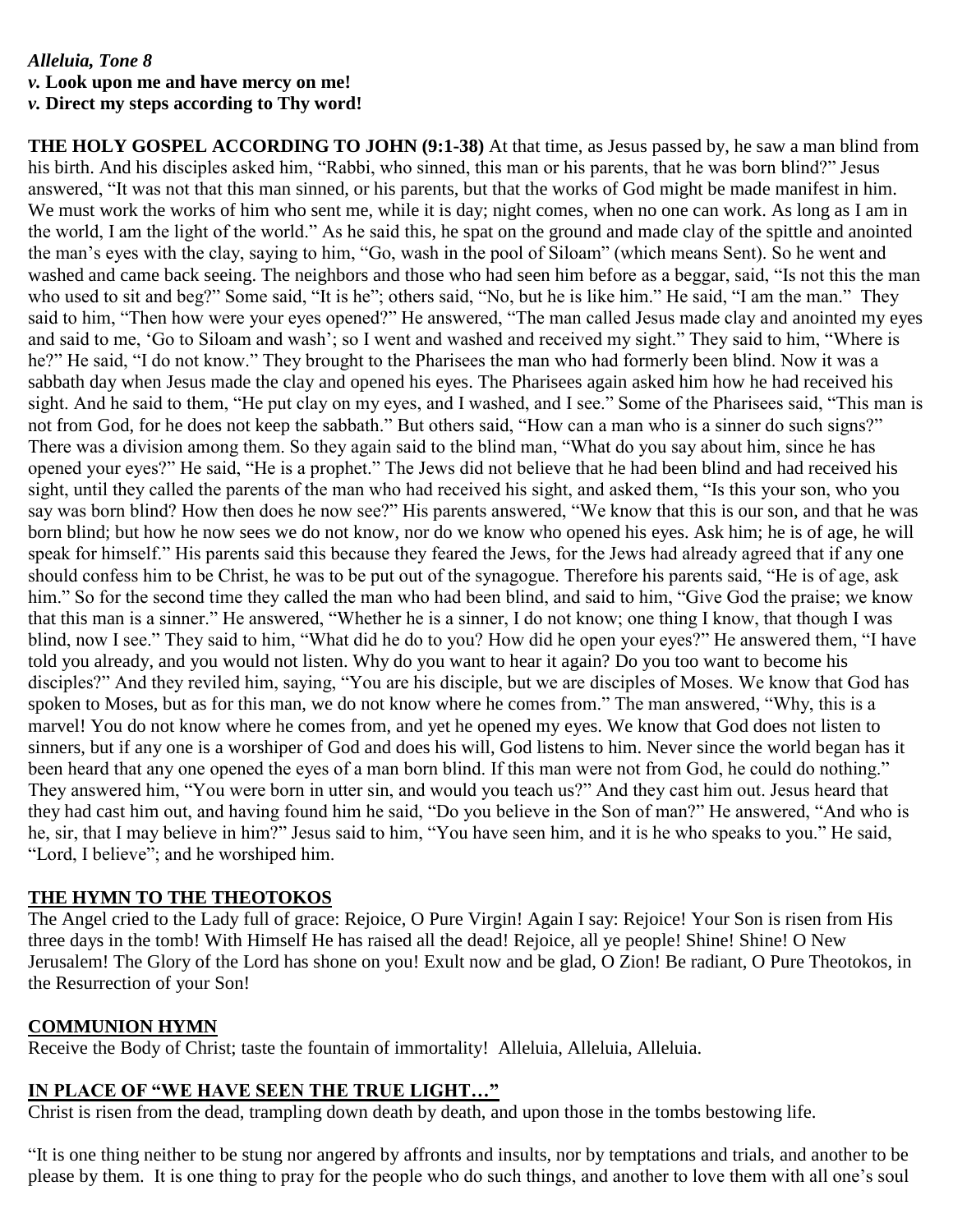***Alleluia, Tone 8***
***v.* Look upon me and have mercy on me!**
***v.* Direct my steps according to Thy word!**

**THE HOLY GOSPEL ACCORDING TO JOHN (9:1-38)** At that time, as Jesus passed by, he saw a man blind from his birth. And his disciples asked him, "Rabbi, who sinned, this man or his parents, that he was born blind?" Jesus answered, "It was not that this man sinned, or his parents, but that the works of God might be made manifest in him. We must work the works of him who sent me, while it is day; night comes, when no one can work. As long as I am in the world, I am the light of the world." As he said this, he spat on the ground and made clay of the spittle and anointed the man's eyes with the clay, saying to him, "Go, wash in the pool of Siloam" (which means Sent). So he went and washed and came back seeing. The neighbors and those who had seen him before as a beggar, said, "Is not this the man who used to sit and beg?" Some said, "It is he"; others said, "No, but he is like him." He said, "I am the man." They said to him, "Then how were your eyes opened?" He answered, "The man called Jesus made clay and anointed my eyes and said to me, 'Go to Siloam and wash'; so I went and washed and received my sight." They said to him, "Where is he?" He said, "I do not know." They brought to the Pharisees the man who had formerly been blind. Now it was a sabbath day when Jesus made the clay and opened his eyes. The Pharisees again asked him how he had received his sight. And he said to them, "He put clay on my eyes, and I washed, and I see." Some of the Pharisees said, "This man is not from God, for he does not keep the sabbath." But others said, "How can a man who is a sinner do such signs?" There was a division among them. So they again said to the blind man, "What do you say about him, since he has opened your eyes?" He said, "He is a prophet." The Jews did not believe that he had been blind and had received his sight, until they called the parents of the man who had received his sight, and asked them, "Is this your son, who you say was born blind? How then does he now see?" His parents answered, "We know that this is our son, and that he was born blind; but how he now sees we do not know, nor do we know who opened his eyes. Ask him; he is of age, he will speak for himself." His parents said this because they feared the Jews, for the Jews had already agreed that if any one should confess him to be Christ, he was to be put out of the synagogue. Therefore his parents said, "He is of age, ask him." So for the second time they called the man who had been blind, and said to him, "Give God the praise; we know that this man is a sinner." He answered, "Whether he is a sinner, I do not know; one thing I know, that though I was blind, now I see." They said to him, "What did he do to you? How did he open your eyes?" He answered them, "I have told you already, and you would not listen. Why do you want to hear it again? Do you too want to become his disciples?" And they reviled him, saying, "You are his disciple, but we are disciples of Moses. We know that God has spoken to Moses, but as for this man, we do not know where he comes from." The man answered, "Why, this is a marvel! You do not know where he comes from, and yet he opened my eyes. We know that God does not listen to sinners, but if any one is a worshiper of God and does his will, God listens to him. Never since the world began has it been heard that any one opened the eyes of a man born blind. If this man were not from God, he could do nothing." They answered him, "You were born in utter sin, and would you teach us?" And they cast him out. Jesus heard that they had cast him out, and having found him he said, "Do you believe in the Son of man?" He answered, "And who is he, sir, that I may believe in him?" Jesus said to him, "You have seen him, and it is he who speaks to you." He said, "Lord, I believe"; and he worshiped him.

**THE HYMN TO THE THEOTOKOS**

The Angel cried to the Lady full of grace: Rejoice, O Pure Virgin! Again I say: Rejoice! Your Son is risen from His three days in the tomb! With Himself He has raised all the dead! Rejoice, all ye people! Shine! Shine! O New Jerusalem! The Glory of the Lord has shone on you! Exult now and be glad, O Zion! Be radiant, O Pure Theotokos, in the Resurrection of your Son!

**COMMUNION HYMN**

Receive the Body of Christ; taste the fountain of immortality! Alleluia, Alleluia, Alleluia.

**IN PLACE OF "WE HAVE SEEN THE TRUE LIGHT…"**

Christ is risen from the dead, trampling down death by death, and upon those in the tombs bestowing life.

"It is one thing neither to be stung nor angered by affronts and insults, nor by temptations and trials, and another to be please by them. It is one thing to pray for the people who do such things, and another to love them with all one's soul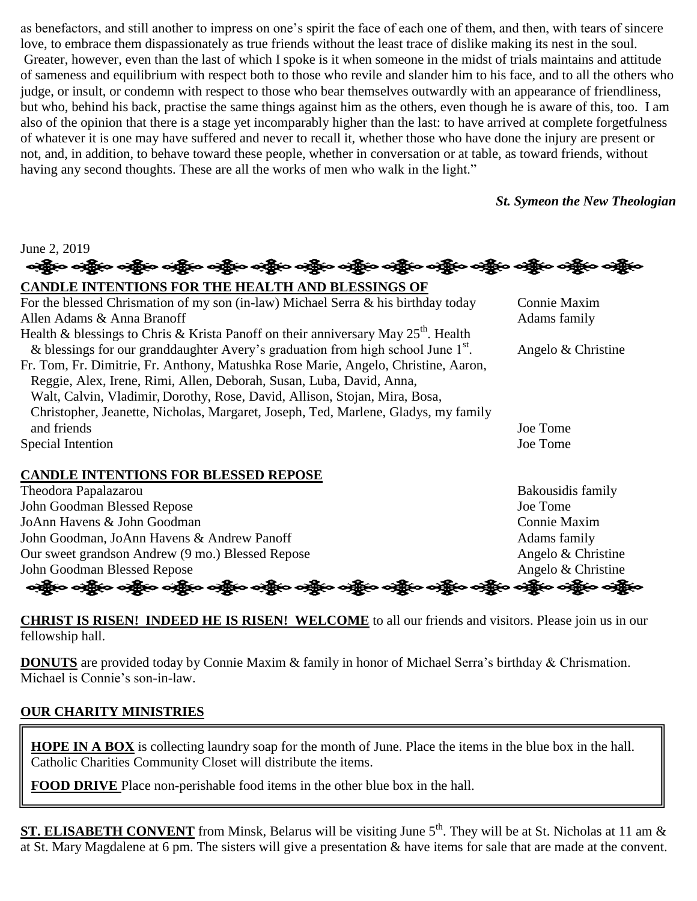as benefactors, and still another to impress on one's spirit the face of each one of them, and then, with tears of sincere love, to embrace them dispassionately as true friends without the least trace of dislike making its nest in the soul. Greater, however, even than the last of which I spoke is it when someone in the midst of trials maintains and attitude of sameness and equilibrium with respect both to those who revile and slander him to his face, and to all the others who judge, or insult, or condemn with respect to those who bear themselves outwardly with an appearance of friendliness, but who, behind his back, practise the same things against him as the others, even though he is aware of this, too. I am also of the opinion that there is a stage yet incomparably higher than the last: to have arrived at complete forgetfulness of whatever it is one may have suffered and never to recall it, whether those who have done the injury are present or not, and, in addition, to behave toward these people, whether in conversation or at table, as toward friends, without having any second thoughts. These are all the works of men who walk in the light."

***St. Symeon the New Theologian***

June 2, 2019

**CANDLE INTENTIONS FOR THE HEALTH AND BLESSINGS OF**

| | |
|---|---|
| For the blessed Chrismation of my son (in-law) Michael Serra & his birthday today | Connie Maxim |
| Allen Adams & Anna Branoff | Adams family |
| Health & blessings to Chris & Krista Panoff on their anniversary May 25th. Health & blessings for our granddaughter Avery's graduation from high school June 1st. | Angelo & Christine |
| Fr. Tom, Fr. Dimitrie, Fr. Anthony, Matushka Rose Marie, Angelo, Christine, Aaron, Reggie, Alex, Irene, Rimi, Allen, Deborah, Susan, Luba, David, Anna, Walt, Calvin, Vladimir, Dorothy, Rose, David, Allison, Stojan, Mira, Bosa, Christopher, Jeanette, Nicholas, Margaret, Joseph, Ted, Marlene, Gladys, my family and friends | Joe Tome |
| Special Intention | Joe Tome |

**CANDLE INTENTIONS FOR BLESSED REPOSE**

| | |
|---|---|
| Theodora Papalazarou | Bakousidis family |
| John Goodman Blessed Repose | Joe Tome |
| JoAnn Havens & John Goodman | Connie Maxim |
| John Goodman, JoAnn Havens & Andrew Panoff | Adams family |
| Our sweet grandson Andrew (9 mo.) Blessed Repose | Angelo & Christine |
| John Goodman Blessed Repose | Angelo & Christine |

**CHRIST IS RISEN! INDEED HE IS RISEN! WELCOME** to all our friends and visitors. Please join us in our fellowship hall.

**DONUTS** are provided today by Connie Maxim & family in honor of Michael Serra's birthday & Chrismation. Michael is Connie's son-in-law.

**OUR CHARITY MINISTRIES**

**HOPE IN A BOX** is collecting laundry soap for the month of June. Place the items in the blue box in the hall. Catholic Charities Community Closet will distribute the items.

**FOOD DRIVE** Place non-perishable food items in the other blue box in the hall.

**ST. ELISABETH CONVENT** from Minsk, Belarus will be visiting June 5th. They will be at St. Nicholas at 11 am & at St. Mary Magdalene at 6 pm. The sisters will give a presentation & have items for sale that are made at the convent.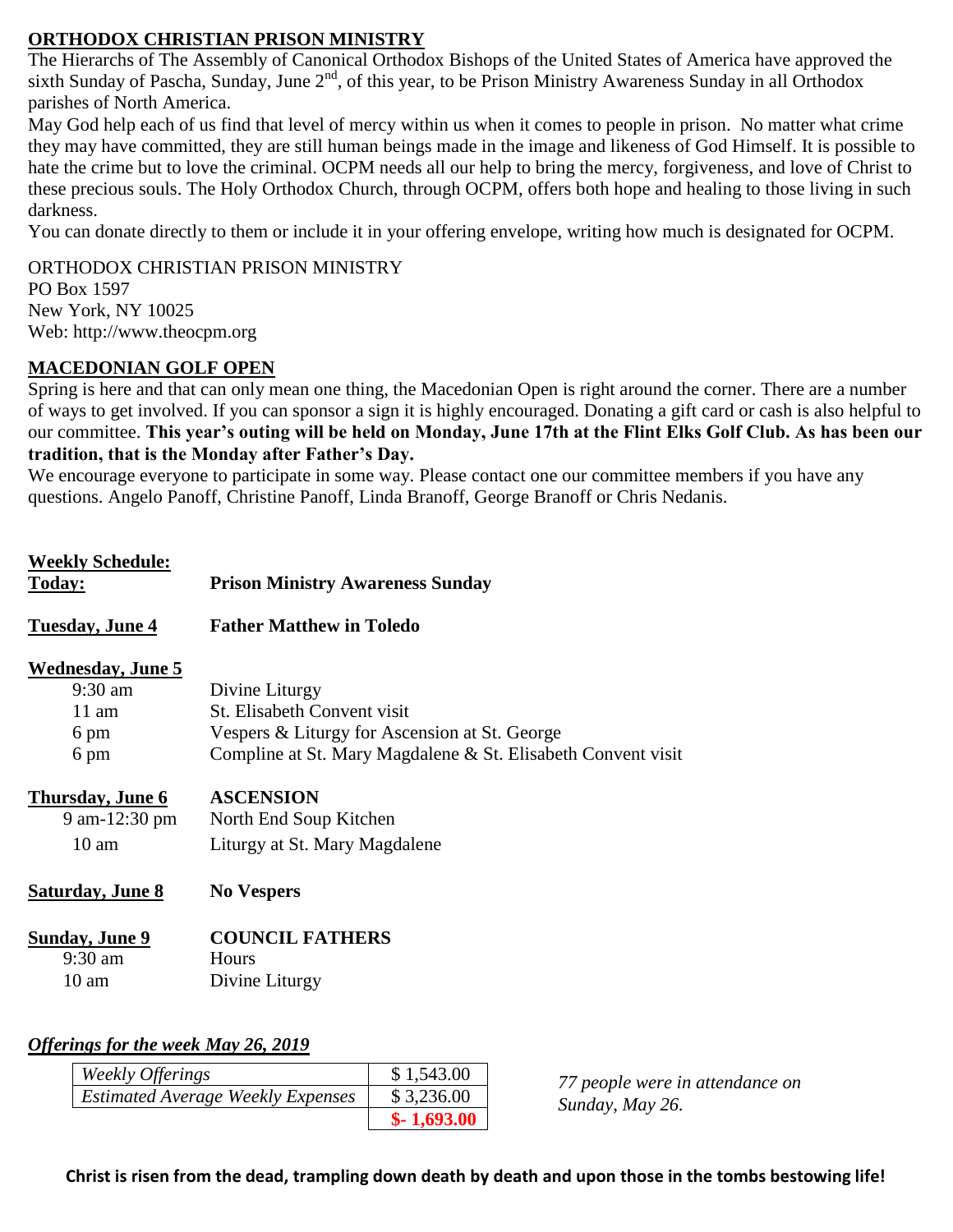## ORTHODOX CHRISTIAN PRISON MINISTRY

The Hierarchs of The Assembly of Canonical Orthodox Bishops of the United States of America have approved the sixth Sunday of Pascha, Sunday, June 2nd, of this year, to be Prison Ministry Awareness Sunday in all Orthodox parishes of North America.

May God help each of us find that level of mercy within us when it comes to people in prison. No matter what crime they may have committed, they are still human beings made in the image and likeness of God Himself. It is possible to hate the crime but to love the criminal. OCPM needs all our help to bring the mercy, forgiveness, and love of Christ to these precious souls. The Holy Orthodox Church, through OCPM, offers both hope and healing to those living in such darkness.

You can donate directly to them or include it in your offering envelope, writing how much is designated for OCPM.

ORTHODOX CHRISTIAN PRISON MINISTRY
PO Box 1597
New York, NY 10025
Web: http://www.theocpm.org

## MACEDONIAN GOLF OPEN

Spring is here and that can only mean one thing, the Macedonian Open is right around the corner. There are a number of ways to get involved. If you can sponsor a sign it is highly encouraged. Donating a gift card or cash is also helpful to our committee. **This year's outing will be held on Monday, June 17th at the Flint Elks Golf Club. As has been our tradition, that is the Monday after Father's Day.**

We encourage everyone to participate in some way. Please contact one our committee members if you have any questions. Angelo Panoff, Christine Panoff, Linda Branoff, George Branoff or Chris Nedanis.

## Weekly Schedule:

**Today:** **Prison Ministry Awareness Sunday**

**Tuesday, June 4** **Father Matthew in Toledo**

**Wednesday, June 5**
- 9:30 am Divine Liturgy
- 11 am St. Elisabeth Convent visit
- 6 pm Vespers & Liturgy for Ascension at St. George
- 6 pm Compline at St. Mary Magdalene & St. Elisabeth Convent visit

**Thursday, June 6** **ASCENSION**
- 9 am-12:30 pm North End Soup Kitchen
- 10 am Liturgy at St. Mary Magdalene

**Saturday, June 8** **No Vespers**

**Sunday, June 9** **COUNCIL FATHERS**
- 9:30 am Hours
- 10 am Divine Liturgy

## *Offerings for the week May 26, 2019*

| | |
|---|---|
| *Weekly Offerings* | $ 1,543.00 |
| *Estimated Average Weekly Expenses* | $ 3,236.00 |
| | **$- 1,693.00** |

*77 people were in attendance on Sunday, May 26.*

**Christ is risen from the dead, trampling down death by death and upon those in the tombs bestowing life!**